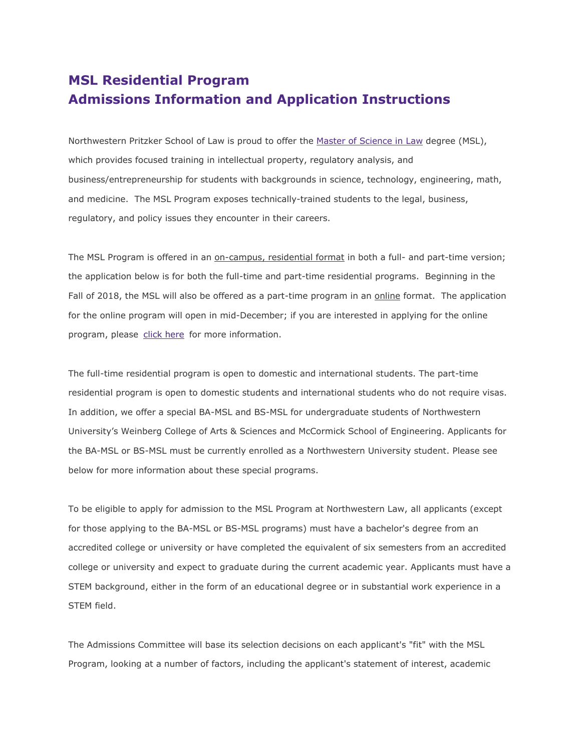# MSL Residential Program
# Admissions Information and Application Instructions

Northwestern Pritzker School of Law is proud to offer the Master of Science in Law degree (MSL), which provides focused training in intellectual property, regulatory analysis, and business/entrepreneurship for students with backgrounds in science, technology, engineering, math, and medicine. The MSL Program exposes technically-trained students to the legal, business, regulatory, and policy issues they encounter in their careers.

The MSL Program is offered in an on-campus, residential format in both a full- and part-time version; the application below is for both the full-time and part-time residential programs. Beginning in the Fall of 2018, the MSL will also be offered as a part-time program in an online format. The application for the online program will open in mid-December; if you are interested in applying for the online program, please click here for more information.

The full-time residential program is open to domestic and international students. The part-time residential program is open to domestic students and international students who do not require visas. In addition, we offer a special BA-MSL and BS-MSL for undergraduate students of Northwestern University's Weinberg College of Arts & Sciences and McCormick School of Engineering. Applicants for the BA-MSL or BS-MSL must be currently enrolled as a Northwestern University student. Please see below for more information about these special programs.

To be eligible to apply for admission to the MSL Program at Northwestern Law, all applicants (except for those applying to the BA-MSL or BS-MSL programs) must have a bachelor's degree from an accredited college or university or have completed the equivalent of six semesters from an accredited college or university and expect to graduate during the current academic year. Applicants must have a STEM background, either in the form of an educational degree or in substantial work experience in a STEM field.

The Admissions Committee will base its selection decisions on each applicant's "fit" with the MSL Program, looking at a number of factors, including the applicant's statement of interest, academic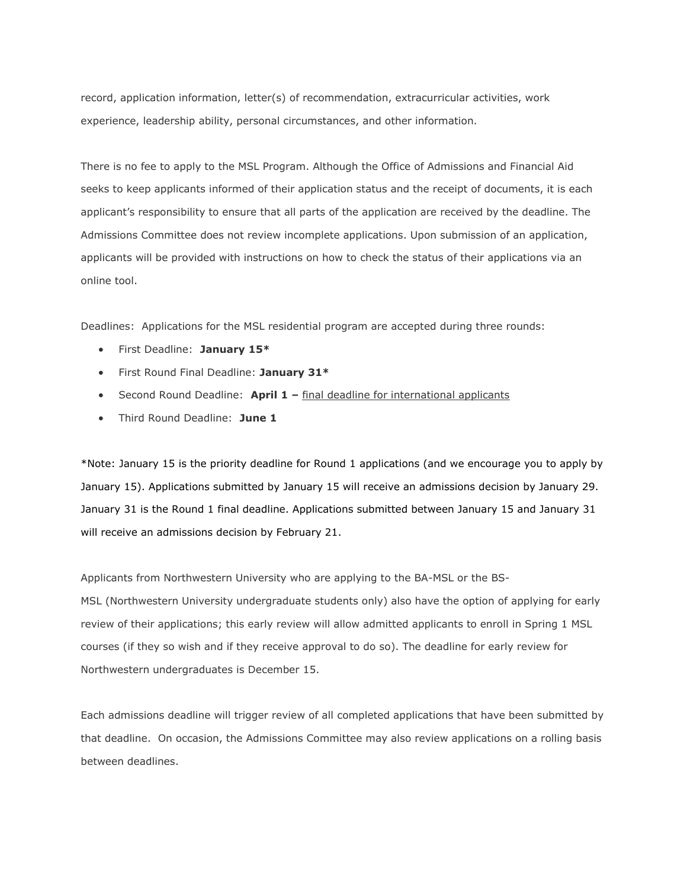record, application information, letter(s) of recommendation, extracurricular activities, work experience, leadership ability, personal circumstances, and other information.

There is no fee to apply to the MSL Program. Although the Office of Admissions and Financial Aid seeks to keep applicants informed of their application status and the receipt of documents, it is each applicant's responsibility to ensure that all parts of the application are received by the deadline. The Admissions Committee does not review incomplete applications. Upon submission of an application, applicants will be provided with instructions on how to check the status of their applications via an online tool.

Deadlines: Applications for the MSL residential program are accepted during three rounds:

- First Deadline: **January 15***
- First Round Final Deadline: **January 31***
- Second Round Deadline: **April 1 –** final deadline for international applicants
- Third Round Deadline: **June 1**

*Note: January 15 is the priority deadline for Round 1 applications (and we encourage you to apply by January 15). Applications submitted by January 15 will receive an admissions decision by January 29. January 31 is the Round 1 final deadline. Applications submitted between January 15 and January 31 will receive an admissions decision by February 21.

Applicants from Northwestern University who are applying to the BA-MSL or the BS-MSL (Northwestern University undergraduate students only) also have the option of applying for early review of their applications; this early review will allow admitted applicants to enroll in Spring 1 MSL courses (if they so wish and if they receive approval to do so). The deadline for early review for Northwestern undergraduates is December 15.

Each admissions deadline will trigger review of all completed applications that have been submitted by that deadline. On occasion, the Admissions Committee may also review applications on a rolling basis between deadlines.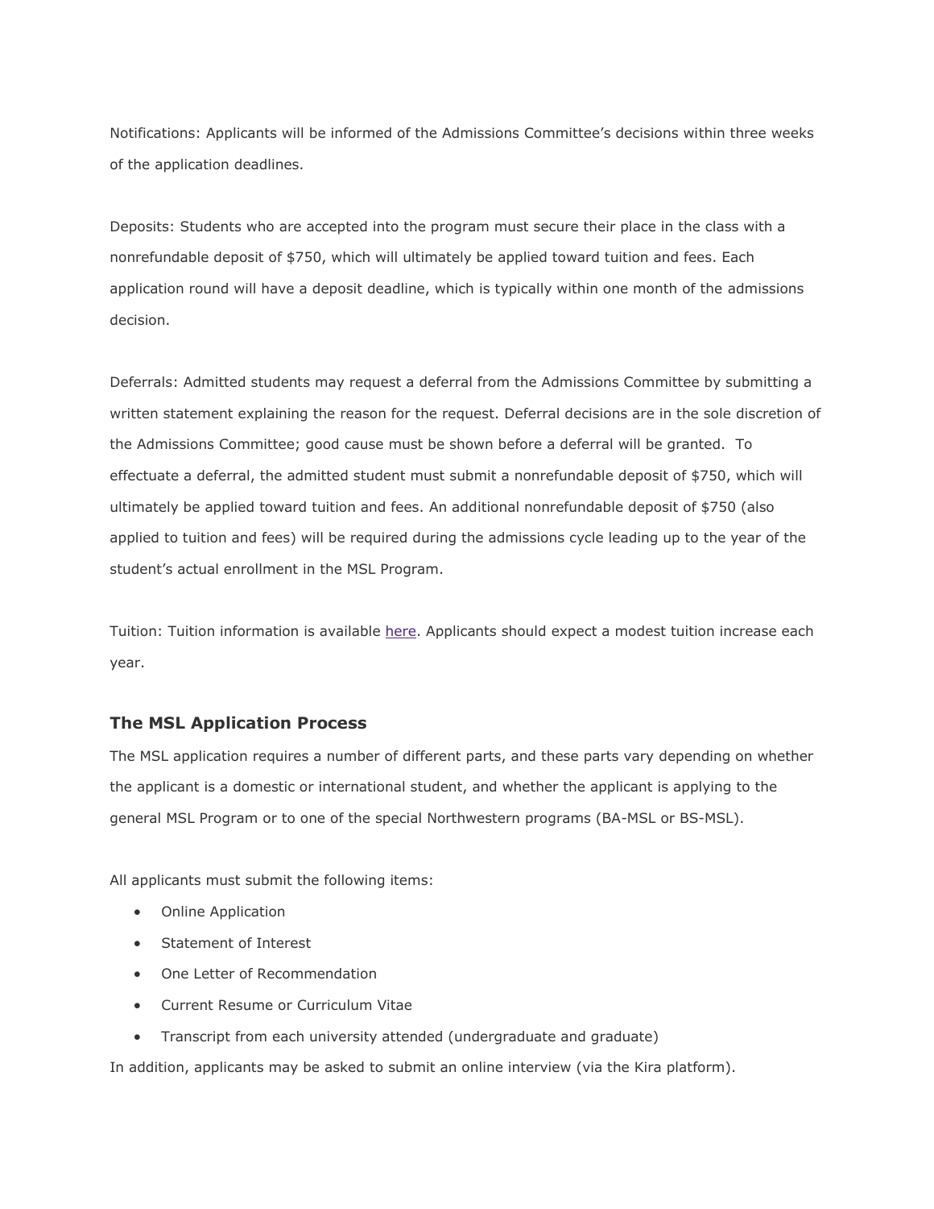Notifications: Applicants will be informed of the Admissions Committee's decisions within three weeks of the application deadlines.

Deposits: Students who are accepted into the program must secure their place in the class with a nonrefundable deposit of $750, which will ultimately be applied toward tuition and fees. Each application round will have a deposit deadline, which is typically within one month of the admissions decision.

Deferrals: Admitted students may request a deferral from the Admissions Committee by submitting a written statement explaining the reason for the request. Deferral decisions are in the sole discretion of the Admissions Committee; good cause must be shown before a deferral will be granted. To effectuate a deferral, the admitted student must submit a nonrefundable deposit of $750, which will ultimately be applied toward tuition and fees. An additional nonrefundable deposit of $750 (also applied to tuition and fees) will be required during the admissions cycle leading up to the year of the student's actual enrollment in the MSL Program.

Tuition: Tuition information is available here. Applicants should expect a modest tuition increase each year.

### The MSL Application Process

The MSL application requires a number of different parts, and these parts vary depending on whether the applicant is a domestic or international student, and whether the applicant is applying to the general MSL Program or to one of the special Northwestern programs (BA-MSL or BS-MSL).

All applicants must submit the following items:

- Online Application
- Statement of Interest
- One Letter of Recommendation
- Current Resume or Curriculum Vitae
- Transcript from each university attended (undergraduate and graduate)

In addition, applicants may be asked to submit an online interview (via the Kira platform).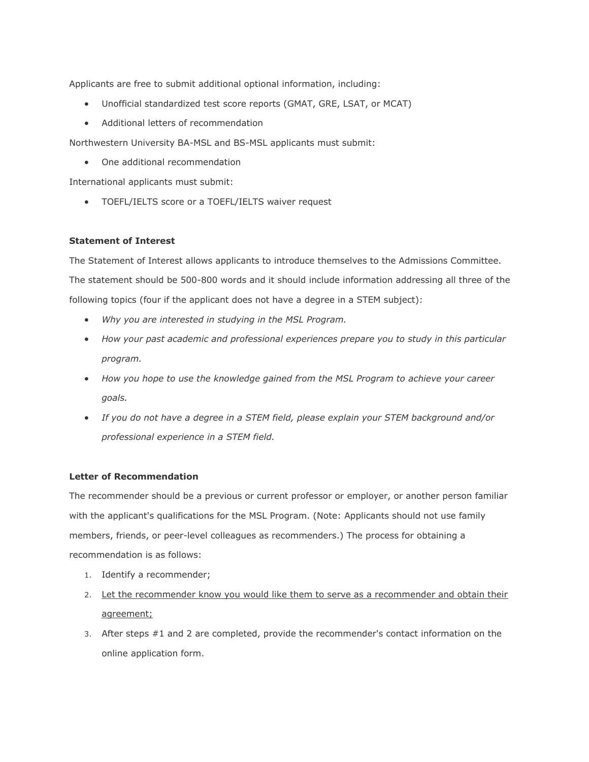Applicants are free to submit additional optional information, including:

- Unofficial standardized test score reports (GMAT, GRE, LSAT, or MCAT)
- Additional letters of recommendation

Northwestern University BA-MSL and BS-MSL applicants must submit:

- One additional recommendation

International applicants must submit:

- TOEFL/IELTS score or a TOEFL/IELTS waiver request

**Statement of Interest**

The Statement of Interest allows applicants to introduce themselves to the Admissions Committee. The statement should be 500-800 words and it should include information addressing all three of the following topics (four if the applicant does not have a degree in a STEM subject):

- *Why you are interested in studying in the MSL Program.*
- *How your past academic and professional experiences prepare you to study in this particular program.*
- *How you hope to use the knowledge gained from the MSL Program to achieve your career goals.*
- *If you do not have a degree in a STEM field, please explain your STEM background and/or professional experience in a STEM field.*

**Letter of Recommendation**

The recommender should be a previous or current professor or employer, or another person familiar with the applicant's qualifications for the MSL Program. (Note: Applicants should not use family members, friends, or peer-level colleagues as recommenders.) The process for obtaining a recommendation is as follows:

1. Identify a recommender;
2. <u>Let the recommender know you would like them to serve as a recommender and obtain their agreement;</u>
3. After steps #1 and 2 are completed, provide the recommender's contact information on the online application form.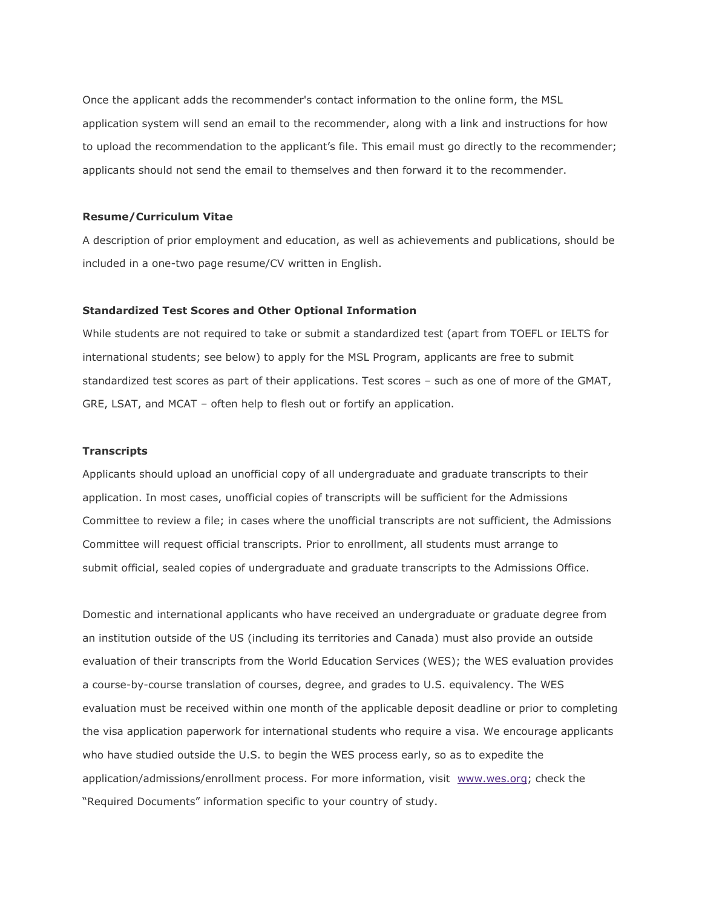Once the applicant adds the recommender's contact information to the online form, the MSL application system will send an email to the recommender, along with a link and instructions for how to upload the recommendation to the applicant's file. This email must go directly to the recommender; applicants should not send the email to themselves and then forward it to the recommender.

**Resume/Curriculum Vitae**

A description of prior employment and education, as well as achievements and publications, should be included in a one-two page resume/CV written in English.

**Standardized Test Scores and Other Optional Information**

While students are not required to take or submit a standardized test (apart from TOEFL or IELTS for international students; see below) to apply for the MSL Program, applicants are free to submit standardized test scores as part of their applications. Test scores – such as one of more of the GMAT, GRE, LSAT, and MCAT – often help to flesh out or fortify an application.

**Transcripts**

Applicants should upload an unofficial copy of all undergraduate and graduate transcripts to their application. In most cases, unofficial copies of transcripts will be sufficient for the Admissions Committee to review a file; in cases where the unofficial transcripts are not sufficient, the Admissions Committee will request official transcripts. Prior to enrollment, all students must arrange to submit official, sealed copies of undergraduate and graduate transcripts to the Admissions Office.

Domestic and international applicants who have received an undergraduate or graduate degree from an institution outside of the US (including its territories and Canada) must also provide an outside evaluation of their transcripts from the World Education Services (WES); the WES evaluation provides a course-by-course translation of courses, degree, and grades to U.S. equivalency. The WES evaluation must be received within one month of the applicable deposit deadline or prior to completing the visa application paperwork for international students who require a visa. We encourage applicants who have studied outside the U.S. to begin the WES process early, so as to expedite the application/admissions/enrollment process. For more information, visit [www.wes.org](http://www.wes.org); check the "Required Documents" information specific to your country of study.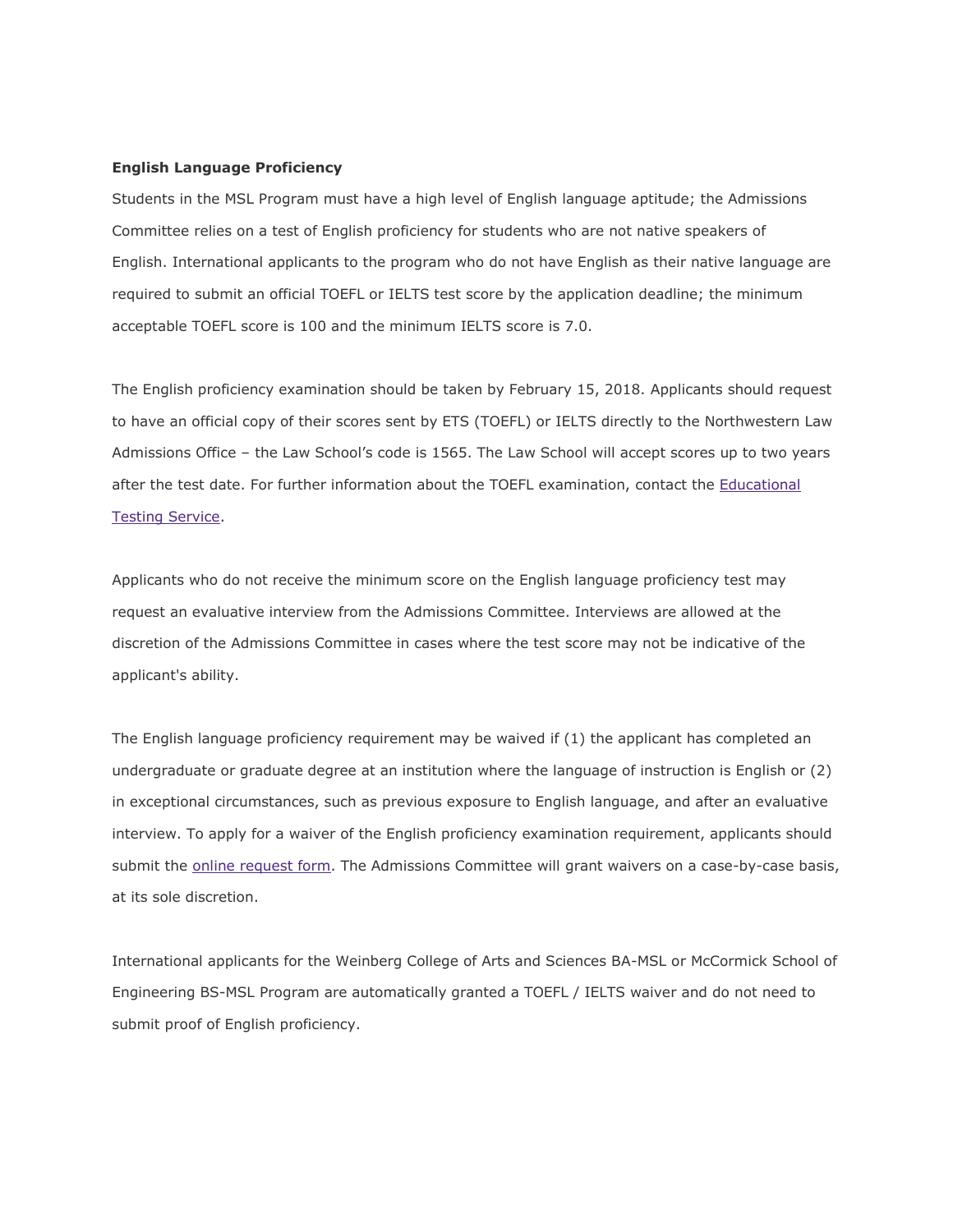**English Language Proficiency**

Students in the MSL Program must have a high level of English language aptitude; the Admissions Committee relies on a test of English proficiency for students who are not native speakers of English. International applicants to the program who do not have English as their native language are required to submit an official TOEFL or IELTS test score by the application deadline; the minimum acceptable TOEFL score is 100 and the minimum IELTS score is 7.0.

The English proficiency examination should be taken by February 15, 2018. Applicants should request to have an official copy of their scores sent by ETS (TOEFL) or IELTS directly to the Northwestern Law Admissions Office – the Law School's code is 1565. The Law School will accept scores up to two years after the test date. For further information about the TOEFL examination, contact the Educational Testing Service.

Applicants who do not receive the minimum score on the English language proficiency test may request an evaluative interview from the Admissions Committee. Interviews are allowed at the discretion of the Admissions Committee in cases where the test score may not be indicative of the applicant's ability.

The English language proficiency requirement may be waived if (1) the applicant has completed an undergraduate or graduate degree at an institution where the language of instruction is English or (2) in exceptional circumstances, such as previous exposure to English language, and after an evaluative interview. To apply for a waiver of the English proficiency examination requirement, applicants should submit the online request form. The Admissions Committee will grant waivers on a case-by-case basis, at its sole discretion.

International applicants for the Weinberg College of Arts and Sciences BA-MSL or McCormick School of Engineering BS-MSL Program are automatically granted a TOEFL / IELTS waiver and do not need to submit proof of English proficiency.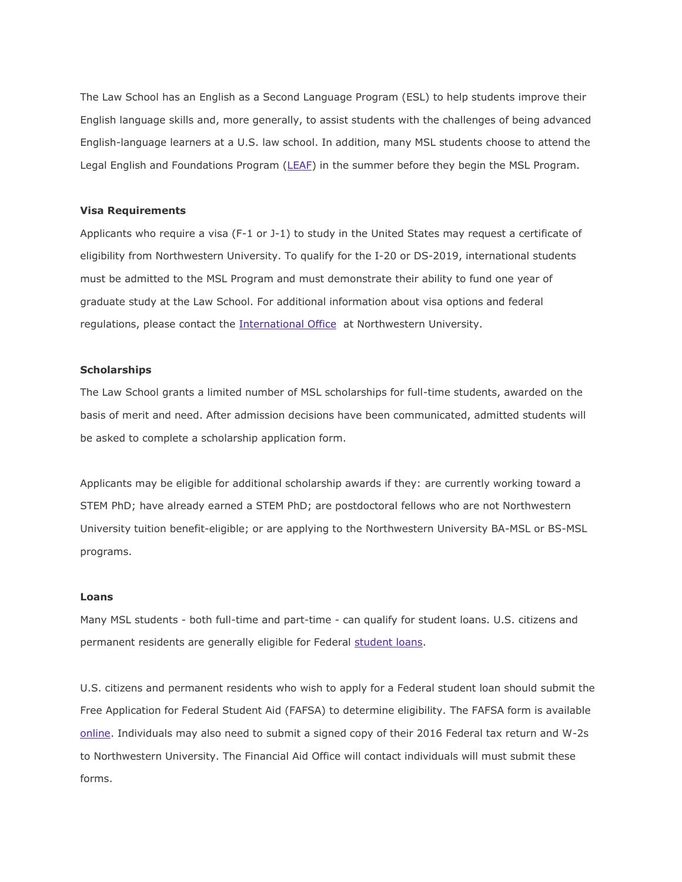The Law School has an English as a Second Language Program (ESL) to help students improve their English language skills and, more generally, to assist students with the challenges of being advanced English-language learners at a U.S. law school. In addition, many MSL students choose to attend the Legal English and Foundations Program (LEAF) in the summer before they begin the MSL Program.

**Visa Requirements**

Applicants who require a visa (F-1 or J-1) to study in the United States may request a certificate of eligibility from Northwestern University. To qualify for the I-20 or DS-2019, international students must be admitted to the MSL Program and must demonstrate their ability to fund one year of graduate study at the Law School. For additional information about visa options and federal regulations, please contact the International Office at Northwestern University.

**Scholarships**

The Law School grants a limited number of MSL scholarships for full-time students, awarded on the basis of merit and need. After admission decisions have been communicated, admitted students will be asked to complete a scholarship application form.

Applicants may be eligible for additional scholarship awards if they: are currently working toward a STEM PhD; have already earned a STEM PhD; are postdoctoral fellows who are not Northwestern University tuition benefit-eligible; or are applying to the Northwestern University BA-MSL or BS-MSL programs.

**Loans**

Many MSL students - both full-time and part-time - can qualify for student loans. U.S. citizens and permanent residents are generally eligible for Federal student loans.

U.S. citizens and permanent residents who wish to apply for a Federal student loan should submit the Free Application for Federal Student Aid (FAFSA) to determine eligibility. The FAFSA form is available online. Individuals may also need to submit a signed copy of their 2016 Federal tax return and W-2s to Northwestern University. The Financial Aid Office will contact individuals will must submit these forms.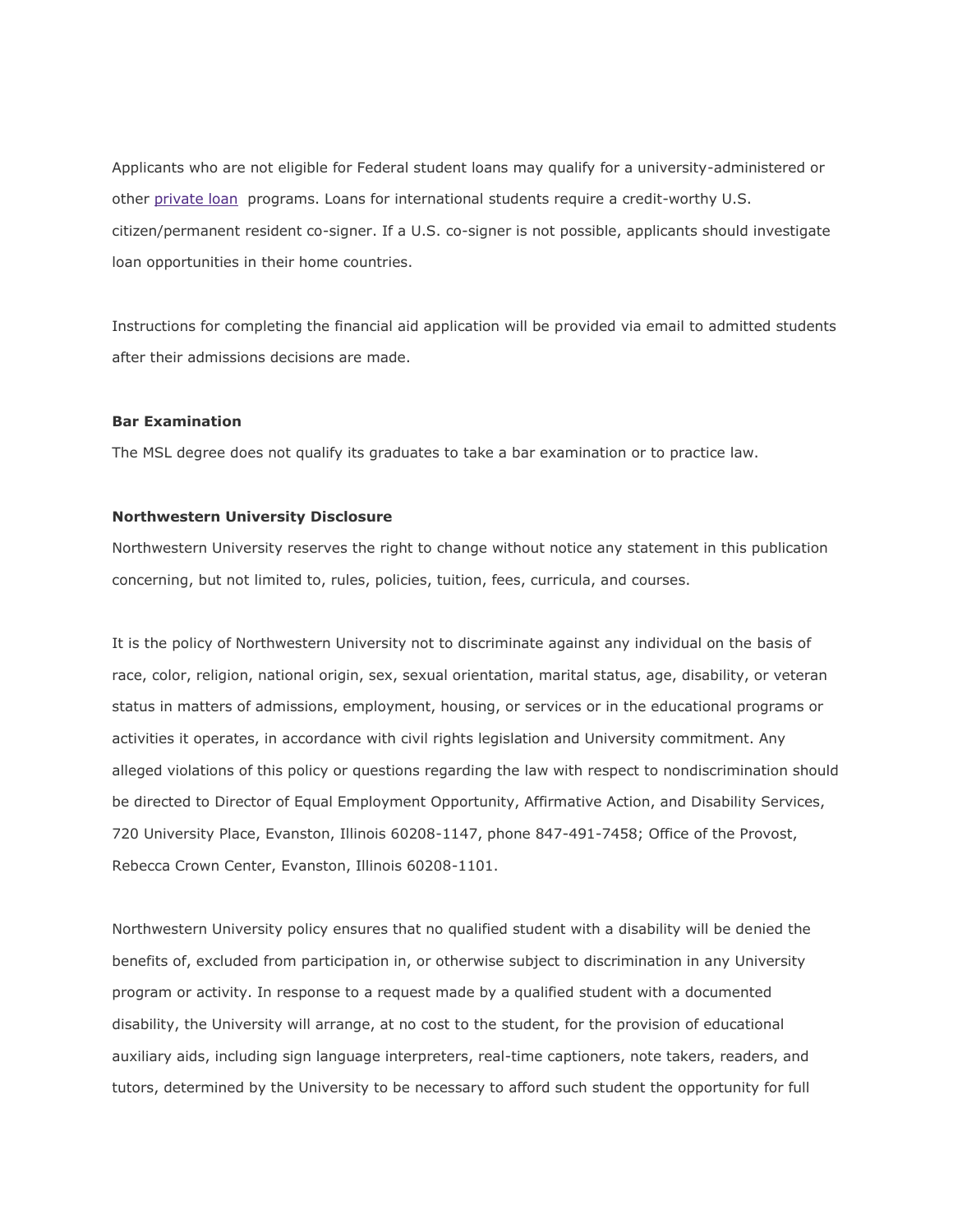Applicants who are not eligible for Federal student loans may qualify for a university-administered or other private loan programs. Loans for international students require a credit-worthy U.S. citizen/permanent resident co-signer. If a U.S. co-signer is not possible, applicants should investigate loan opportunities in their home countries.

Instructions for completing the financial aid application will be provided via email to admitted students after their admissions decisions are made.

**Bar Examination**

The MSL degree does not qualify its graduates to take a bar examination or to practice law.

**Northwestern University Disclosure**

Northwestern University reserves the right to change without notice any statement in this publication concerning, but not limited to, rules, policies, tuition, fees, curricula, and courses.

It is the policy of Northwestern University not to discriminate against any individual on the basis of race, color, religion, national origin, sex, sexual orientation, marital status, age, disability, or veteran status in matters of admissions, employment, housing, or services or in the educational programs or activities it operates, in accordance with civil rights legislation and University commitment. Any alleged violations of this policy or questions regarding the law with respect to nondiscrimination should be directed to Director of Equal Employment Opportunity, Affirmative Action, and Disability Services, 720 University Place, Evanston, Illinois 60208-1147, phone 847-491-7458; Office of the Provost, Rebecca Crown Center, Evanston, Illinois 60208-1101.

Northwestern University policy ensures that no qualified student with a disability will be denied the benefits of, excluded from participation in, or otherwise subject to discrimination in any University program or activity. In response to a request made by a qualified student with a documented disability, the University will arrange, at no cost to the student, for the provision of educational auxiliary aids, including sign language interpreters, real-time captioners, note takers, readers, and tutors, determined by the University to be necessary to afford such student the opportunity for full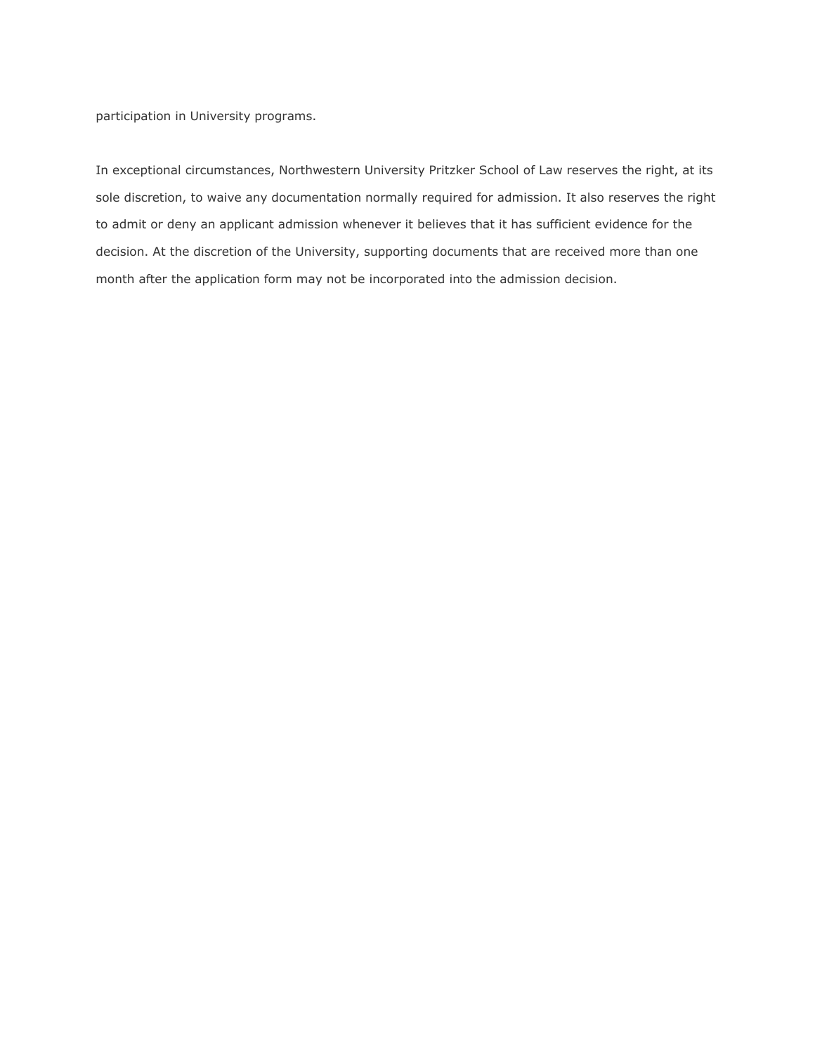participation in University programs.

In exceptional circumstances, Northwestern University Pritzker School of Law reserves the right, at its sole discretion, to waive any documentation normally required for admission. It also reserves the right to admit or deny an applicant admission whenever it believes that it has sufficient evidence for the decision. At the discretion of the University, supporting documents that are received more than one month after the application form may not be incorporated into the admission decision.